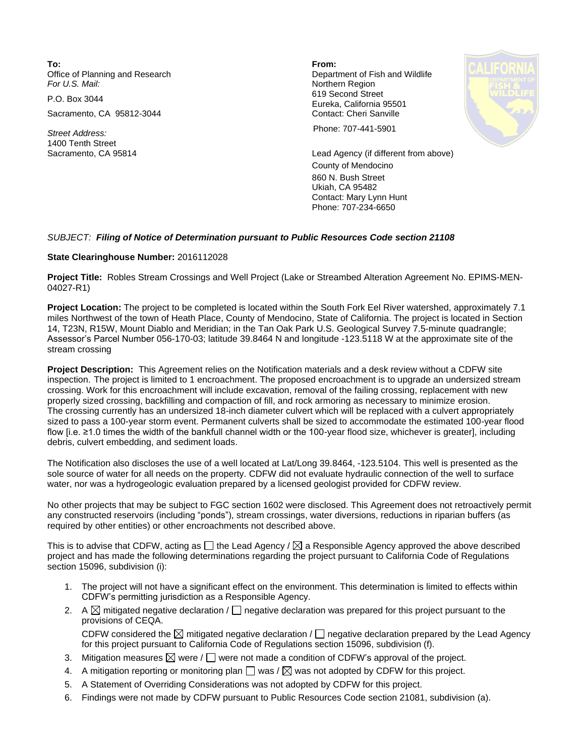**To:**
Office of Planning and Research
*For U.S. Mail:*

P.O. Box 3044

Sacramento, CA 95812-3044

*Street Address:*
1400 Tenth Street
Sacramento, CA 95814

**From:**
Department of Fish and Wildlife
Northern Region
619 Second Street
Eureka, California 95501
Contact: Cheri Sanville

Phone: 707-441-5901

Lead Agency (if different from above)
County of Mendocino
860 N. Bush Street
Ukiah, CA 95482
Contact: Mary Lynn Hunt
Phone: 707-234-6650

*SUBJECT:* ***Filing of Notice of Determination pursuant to Public Resources Code section 21108***

**State Clearinghouse Number:** 2016112028

**Project Title:** Robles Stream Crossings and Well Project (Lake or Streambed Alteration Agreement No. EPIMS-MEN-04027-R1)

**Project Location:** The project to be completed is located within the South Fork Eel River watershed, approximately 7.1 miles Northwest of the town of Heath Place, County of Mendocino, State of California. The project is located in Section 14, T23N, R15W, Mount Diablo and Meridian; in the Tan Oak Park U.S. Geological Survey 7.5-minute quadrangle; Assessor's Parcel Number 056-170-03; latitude 39.8464 N and longitude -123.5118 W at the approximate site of the stream crossing

**Project Description:** This Agreement relies on the Notification materials and a desk review without a CDFW site inspection. The project is limited to 1 encroachment. The proposed encroachment is to upgrade an undersized stream crossing. Work for this encroachment will include excavation, removal of the failing crossing, replacement with new properly sized crossing, backfilling and compaction of fill, and rock armoring as necessary to minimize erosion. The crossing currently has an undersized 18-inch diameter culvert which will be replaced with a culvert appropriately sized to pass a 100-year storm event. Permanent culverts shall be sized to accommodate the estimated 100-year flood flow [i.e. ≥1.0 times the width of the bankfull channel width or the 100-year flood size, whichever is greater], including debris, culvert embedding, and sediment loads.

The Notification also discloses the use of a well located at Lat/Long 39.8464, -123.5104. This well is presented as the sole source of water for all needs on the property. CDFW did not evaluate hydraulic connection of the well to surface water, nor was a hydrogeologic evaluation prepared by a licensed geologist provided for CDFW review.

No other projects that may be subject to FGC section 1602 were disclosed. This Agreement does not retroactively permit any constructed reservoirs (including "ponds"), stream crossings, water diversions, reductions in riparian buffers (as required by other entities) or other encroachments not described above.

This is to advise that CDFW, acting as ☐ the Lead Agency / ☒ a Responsible Agency approved the above described project and has made the following determinations regarding the project pursuant to California Code of Regulations section 15096, subdivision (i):

1. The project will not have a significant effect on the environment. This determination is limited to effects within CDFW's permitting jurisdiction as a Responsible Agency.
2. A ☒ mitigated negative declaration / ☐ negative declaration was prepared for this project pursuant to the provisions of CEQA.
   CDFW considered the ☒ mitigated negative declaration / ☐ negative declaration prepared by the Lead Agency for this project pursuant to California Code of Regulations section 15096, subdivision (f).
3. Mitigation measures ☒ were / ☐ were not made a condition of CDFW's approval of the project.
4. A mitigation reporting or monitoring plan ☐ was / ☒ was not adopted by CDFW for this project.
5. A Statement of Overriding Considerations was not adopted by CDFW for this project.
6. Findings were not made by CDFW pursuant to Public Resources Code section 21081, subdivision (a).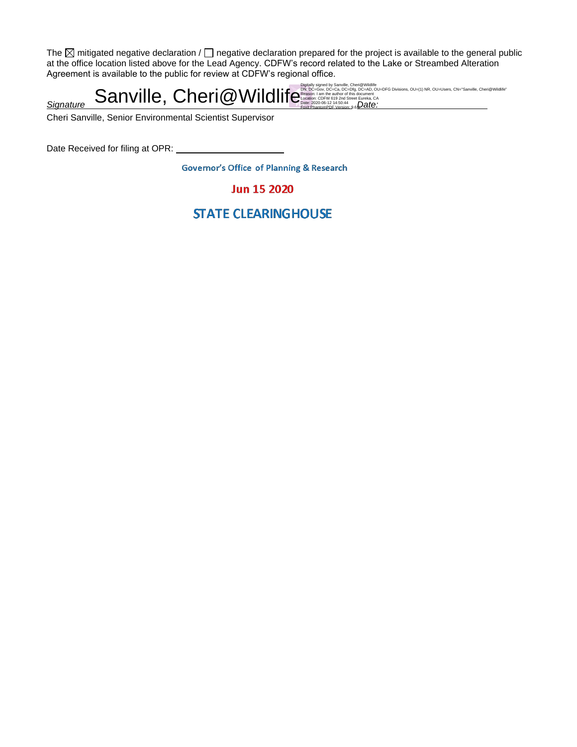The ☒ mitigated negative declaration / ☐ negative declaration prepared for the project is available to the general public at the office location listed above for the Lead Agency. CDFW's record related to the Lake or Streambed Alteration Agreement is available to the public for review at CDFW's regional office.

*Signature* Sanville, Cheri@Wildlife

Digitally signed by Sanville, Cheri@Wildlife
DN: DC=Gov, DC=Ca, DC=Dfg, DC=AD, OU=DFG Divisions, OU=(1) NR, OU=Users, CN="Sanville, Cheri@Wildlife"
Reason: I am the author of this document
Location: CDFW 619 2nd Street Eureka, CA
Date: 2020-06-12 14:50:44
Foxit PhantomPDF Version: 9.6.0

*Date:*

Cheri Sanville, Senior Environmental Scientist Supervisor

Date Received for filing at OPR: ____________________

Governor's Office of Planning & Research

Jun 15 2020

STATE CLEARINGHOUSE